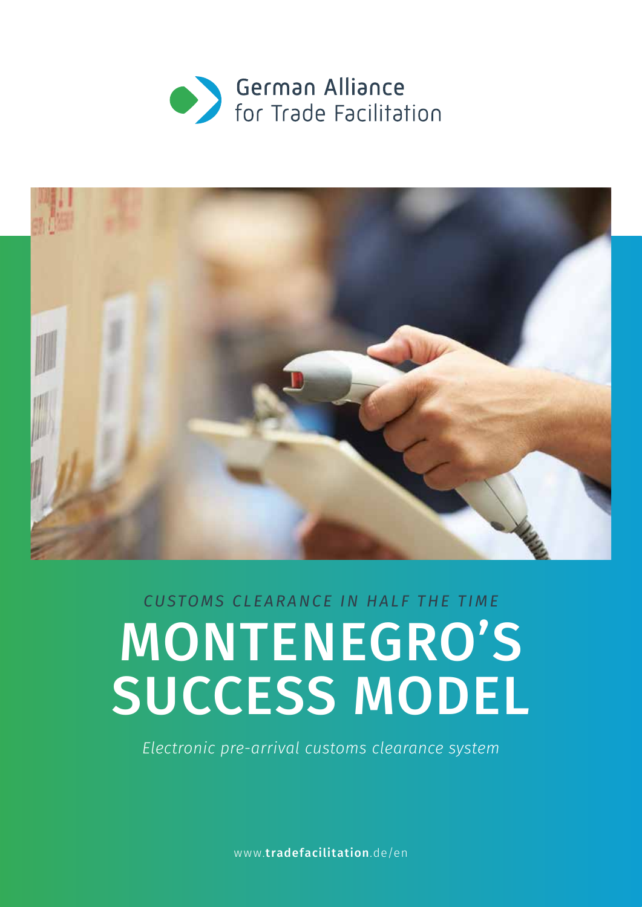German Alliance
for Trade Facilitation

*CUSTOMS CLEARANCE IN HALF THE TIME*

# MONTENEGRO'S SUCCESS MODEL

*Electronic pre-arrival customs clearance system*

www.**tradefacilitation**.de/en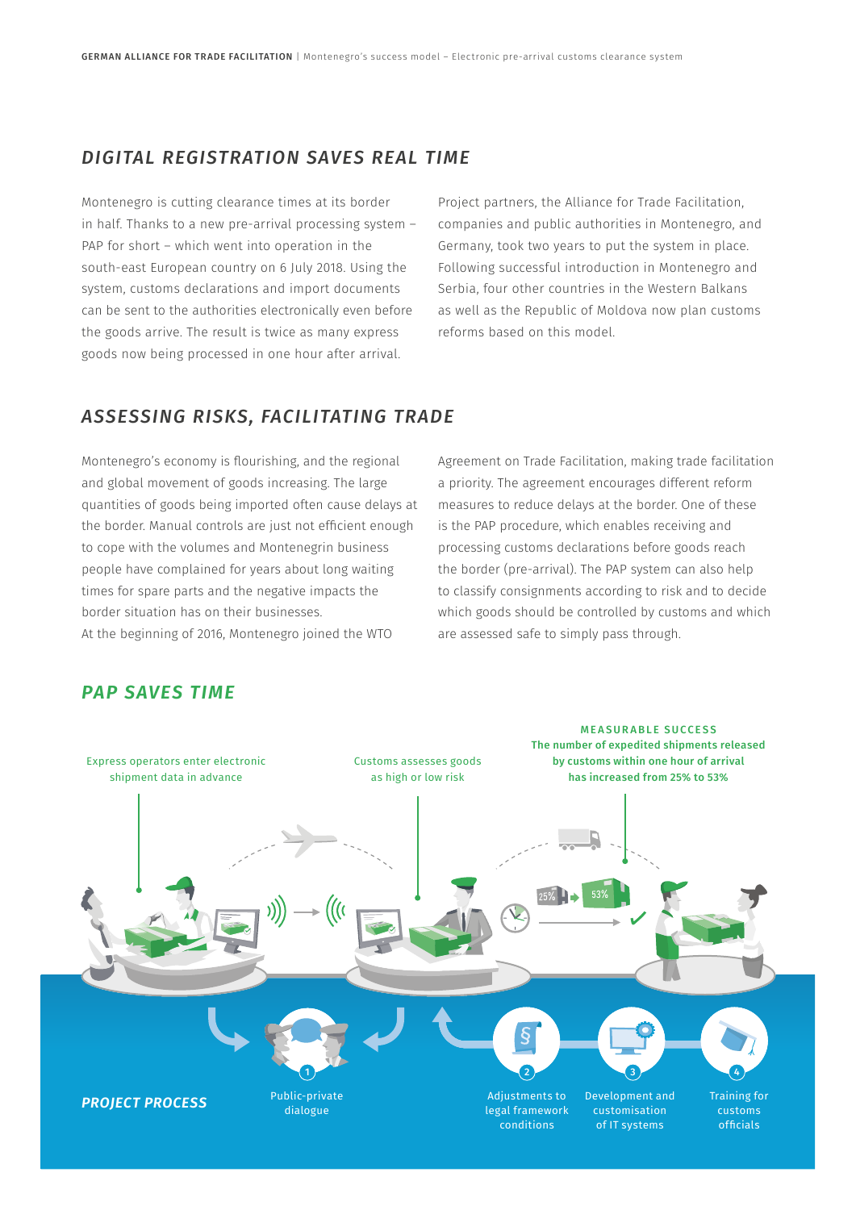## DIGITAL REGISTRATION SAVES REAL TIME

Montenegro is cutting clearance times at its border in half. Thanks to a new pre-arrival processing system – PAP for short – which went into operation in the south-east European country on 6 July 2018. Using the system, customs declarations and import documents can be sent to the authorities electronically even before the goods arrive. The result is twice as many express goods now being processed in one hour after arrival.

Project partners, the Alliance for Trade Facilitation, companies and public authorities in Montenegro, and Germany, took two years to put the system in place. Following successful introduction in Montenegro and Serbia, four other countries in the Western Balkans as well as the Republic of Moldova now plan customs reforms based on this model.

## ASSESSING RISKS, FACILITATING TRADE

Montenegro's economy is flourishing, and the regional and global movement of goods increasing. The large quantities of goods being imported often cause delays at the border. Manual controls are just not efficient enough to cope with the volumes and Montenegrin business people have complained for years about long waiting times for spare parts and the negative impacts the border situation has on their businesses.
At the beginning of 2016, Montenegro joined the WTO Agreement on Trade Facilitation, making trade facilitation a priority. The agreement encourages different reform measures to reduce delays at the border. One of these is the PAP procedure, which enables receiving and processing customs declarations before goods reach the border (pre-arrival). The PAP system can also help to classify consignments according to risk and to decide which goods should be controlled by customs and which are assessed safe to simply pass through.

## PAP SAVES TIME

Express operators enter electronic shipment data in advance

Customs assesses goods as high or low risk

**MEASURABLE SUCCESS**
**The number of expedited shipments released by customs within one hour of arrival has increased from 25% to 53%**

25% → 53%

**PROJECT PROCESS**

1. Public-private dialogue
2. Adjustments to legal framework conditions
3. Development and customisation of IT systems
4. Training for customs officials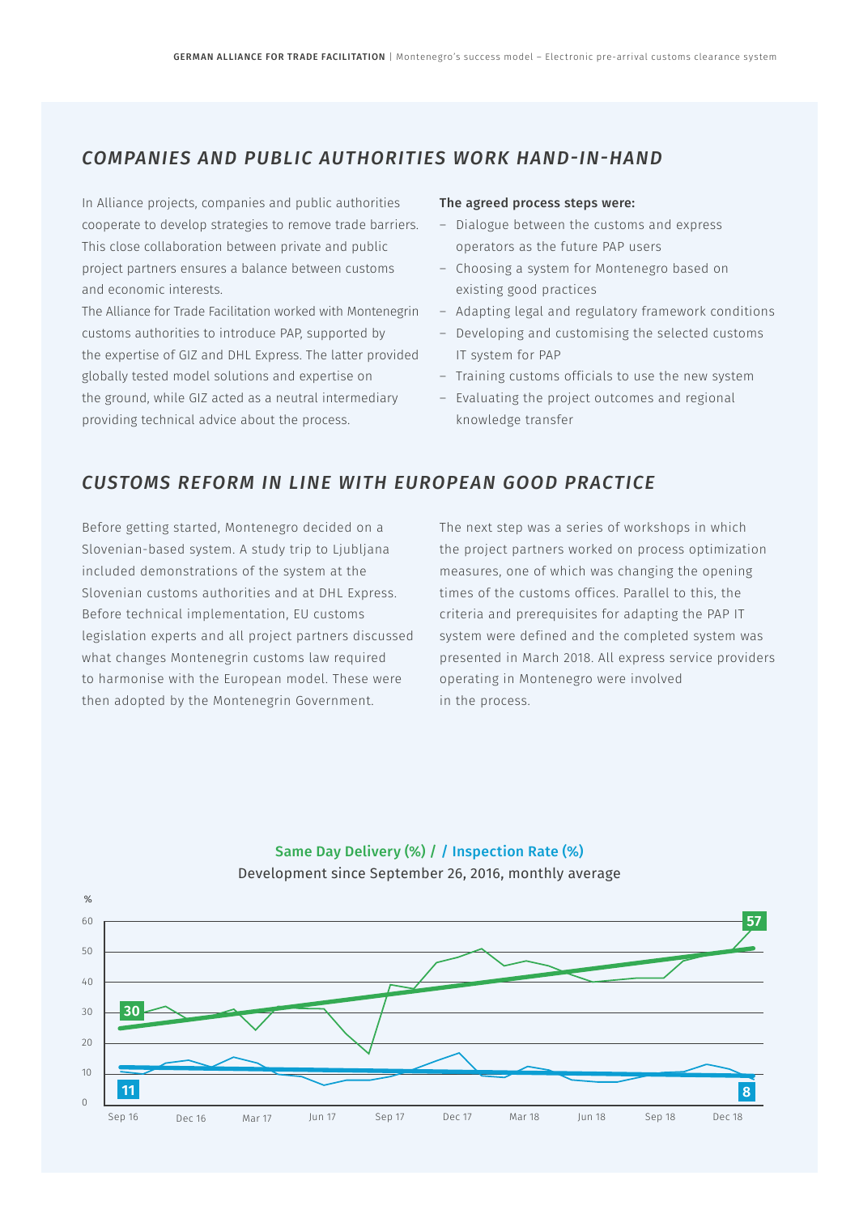## *COMPANIES AND PUBLIC AUTHORITIES WORK HAND-IN-HAND*

In Alliance projects, companies and public authorities cooperate to develop strategies to remove trade barriers. This close collaboration between private and public project partners ensures a balance between customs and economic interests.

The Alliance for Trade Facilitation worked with Montenegrin customs authorities to introduce PAP, supported by the expertise of GIZ and DHL Express. The latter provided globally tested model solutions and expertise on the ground, while GIZ acted as a neutral intermediary providing technical advice about the process.

**The agreed process steps were:**

- Dialogue between the customs and express operators as the future PAP users
- Choosing a system for Montenegro based on existing good practices
- Adapting legal and regulatory framework conditions
- Developing and customising the selected customs IT system for PAP
- Training customs officials to use the new system
- Evaluating the project outcomes and regional knowledge transfer

## *CUSTOMS REFORM IN LINE WITH EUROPEAN GOOD PRACTICE*

Before getting started, Montenegro decided on a Slovenian-based system. A study trip to Ljubljana included demonstrations of the system at the Slovenian customs authorities and at DHL Express. Before technical implementation, EU customs legislation experts and all project partners discussed what changes Montenegrin customs law required to harmonise with the European model. These were then adopted by the Montenegrin Government.

The next step was a series of workshops in which the project partners worked on process optimization measures, one of which was changing the opening times of the customs offices. Parallel to this, the criteria and prerequisites for adapting the PAP IT system were defined and the completed system was presented in March 2018. All express service providers operating in Montenegro were involved in the process.

**Same Day Delivery (%) / / Inspection Rate (%)**

Development since September 26, 2016, monthly average

%

60, 50, 40, 30, 20, 10, 0

30 — 57

11 — 8

Sep 16, Dec 16, Mar 17, Jun 17, Sep 17, Dec 17, Mar 18, Jun 18, Sep 18, Dec 18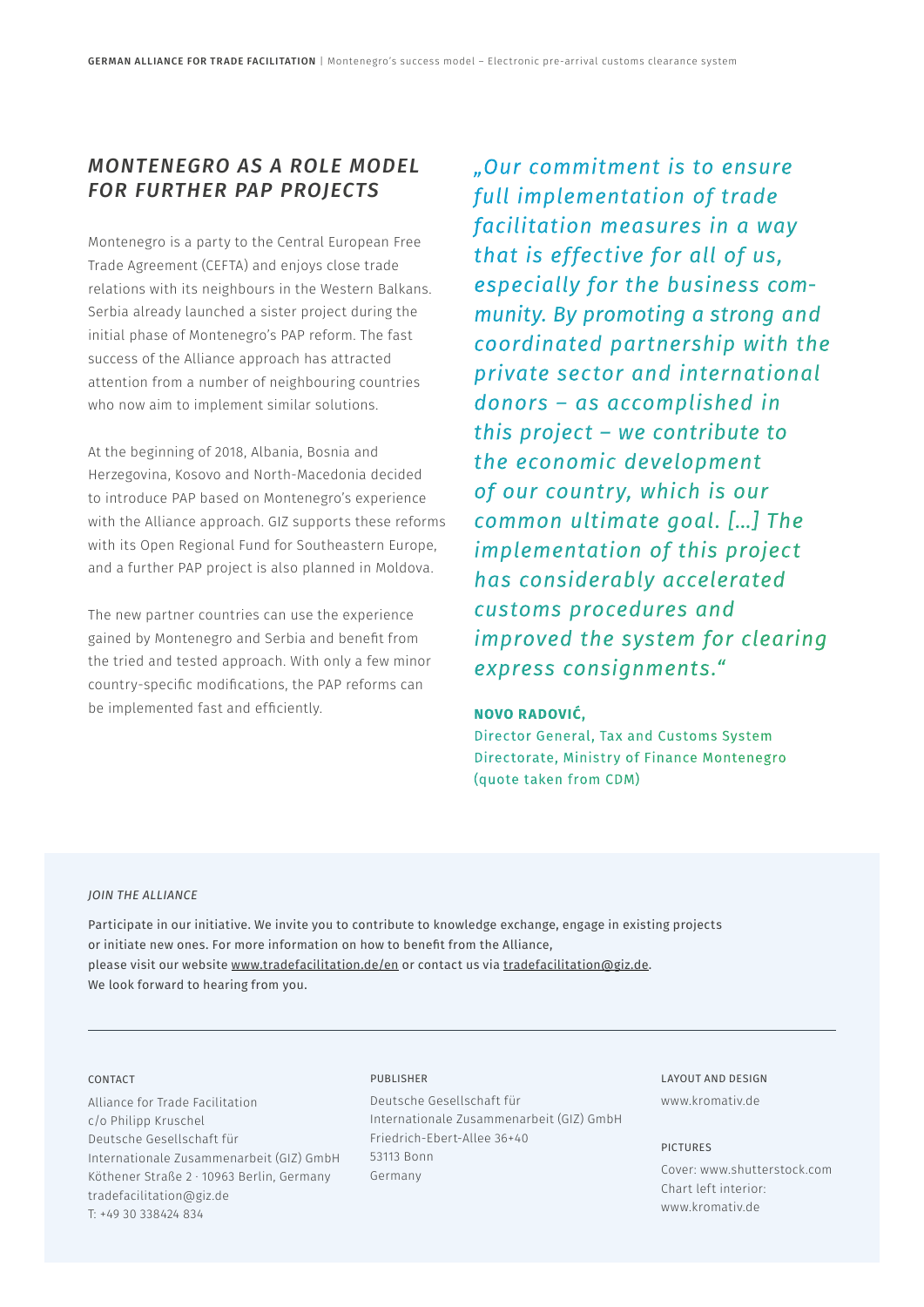## *MONTENEGRO AS A ROLE MODEL FOR FURTHER PAP PROJECTS*

Montenegro is a party to the Central European Free Trade Agreement (CEFTA) and enjoys close trade relations with its neighbours in the Western Balkans. Serbia already launched a sister project during the initial phase of Montenegro's PAP reform. The fast success of the Alliance approach has attracted attention from a number of neighbouring countries who now aim to implement similar solutions.

At the beginning of 2018, Albania, Bosnia and Herzegovina, Kosovo and North-Macedonia decided to introduce PAP based on Montenegro's experience with the Alliance approach. GIZ supports these reforms with its Open Regional Fund for Southeastern Europe, and a further PAP project is also planned in Moldova.

The new partner countries can use the experience gained by Montenegro and Serbia and benefit from the tried and tested approach. With only a few minor country-specific modifications, the PAP reforms can be implemented fast and efficiently.

*„Our commitment is to ensure full implementation of trade facilitation measures in a way that is effective for all of us, especially for the business community. By promoting a strong and coordinated partnership with the private sector and international donors – as accomplished in this project – we contribute to the economic development of our country, which is our common ultimate goal. […] The implementation of this project has considerably accelerated customs procedures and improved the system for clearing express consignments."*

**NOVO RADOVIĆ,**
Director General, Tax and Customs System Directorate, Ministry of Finance Montenegro (quote taken from CDM)

*JOIN THE ALLIANCE*

Participate in our initiative. We invite you to contribute to knowledge exchange, engage in existing projects or initiate new ones. For more information on how to benefit from the Alliance, please visit our website www.tradefacilitation.de/en or contact us via tradefacilitation@giz.de. We look forward to hearing from you.

CONTACT

Alliance for Trade Facilitation
c/o Philipp Kruschel
Deutsche Gesellschaft für Internationale Zusammenarbeit (GIZ) GmbH
Köthener Straße 2 · 10963 Berlin, Germany
tradefacilitation@giz.de
T: +49 30 338424 834

PUBLISHER

Deutsche Gesellschaft für Internationale Zusammenarbeit (GIZ) GmbH
Friedrich-Ebert-Allee 36+40
53113 Bonn
Germany

LAYOUT AND DESIGN

www.kromativ.de

PICTURES

Cover: www.shutterstock.com
Chart left interior: www.kromativ.de